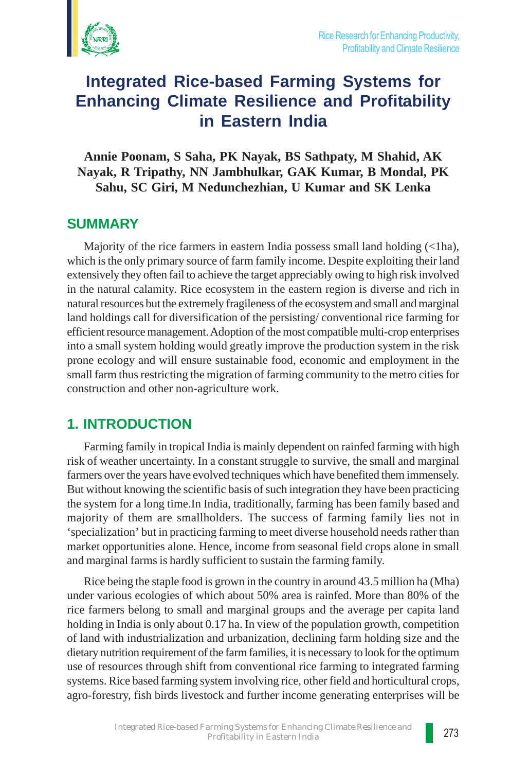# Integrated Rice-based Farming Systems for Enhancing Climate Resilience and Profitability in Eastern India

**Annie Poonam, S Saha, PK Nayak, BS Sathpaty, M Shahid, AK Nayak, R Tripathy, NN Jambhulkar, GAK Kumar, B Mondal, PK Sahu, SC Giri, M Nedunchezhian, U Kumar and SK Lenka**

## SUMMARY

Majority of the rice farmers in eastern India possess small land holding (<1ha), which is the only primary source of farm family income. Despite exploiting their land extensively they often fail to achieve the target appreciably owing to high risk involved in the natural calamity. Rice ecosystem in the eastern region is diverse and rich in natural resources but the extremely fragileness of the ecosystem and small and marginal land holdings call for diversification of the persisting/ conventional rice farming for efficient resource management. Adoption of the most compatible multi-crop enterprises into a small system holding would greatly improve the production system in the risk prone ecology and will ensure sustainable food, economic and employment in the small farm thus restricting the migration of farming community to the metro cities for construction and other non-agriculture work.

## 1. INTRODUCTION

Farming family in tropical India is mainly dependent on rainfed farming with high risk of weather uncertainty. In a constant struggle to survive, the small and marginal farmers over the years have evolved techniques which have benefited them immensely. But without knowing the scientific basis of such integration they have been practicing the system for a long time.In India, traditionally, farming has been family based and majority of them are smallholders. The success of farming family lies not in 'specialization' but in practicing farming to meet diverse household needs rather than market opportunities alone. Hence, income from seasonal field crops alone in small and marginal farms is hardly sufficient to sustain the farming family.

Rice being the staple food is grown in the country in around 43.5 million ha (Mha) under various ecologies of which about 50% area is rainfed. More than 80% of the rice farmers belong to small and marginal groups and the average per capita land holding in India is only about 0.17 ha. In view of the population growth, competition of land with industrialization and urbanization, declining farm holding size and the dietary nutrition requirement of the farm families, it is necessary to look for the optimum use of resources through shift from conventional rice farming to integrated farming systems. Rice based farming system involving rice, other field and horticultural crops, agro-forestry, fish birds livestock and further income generating enterprises will be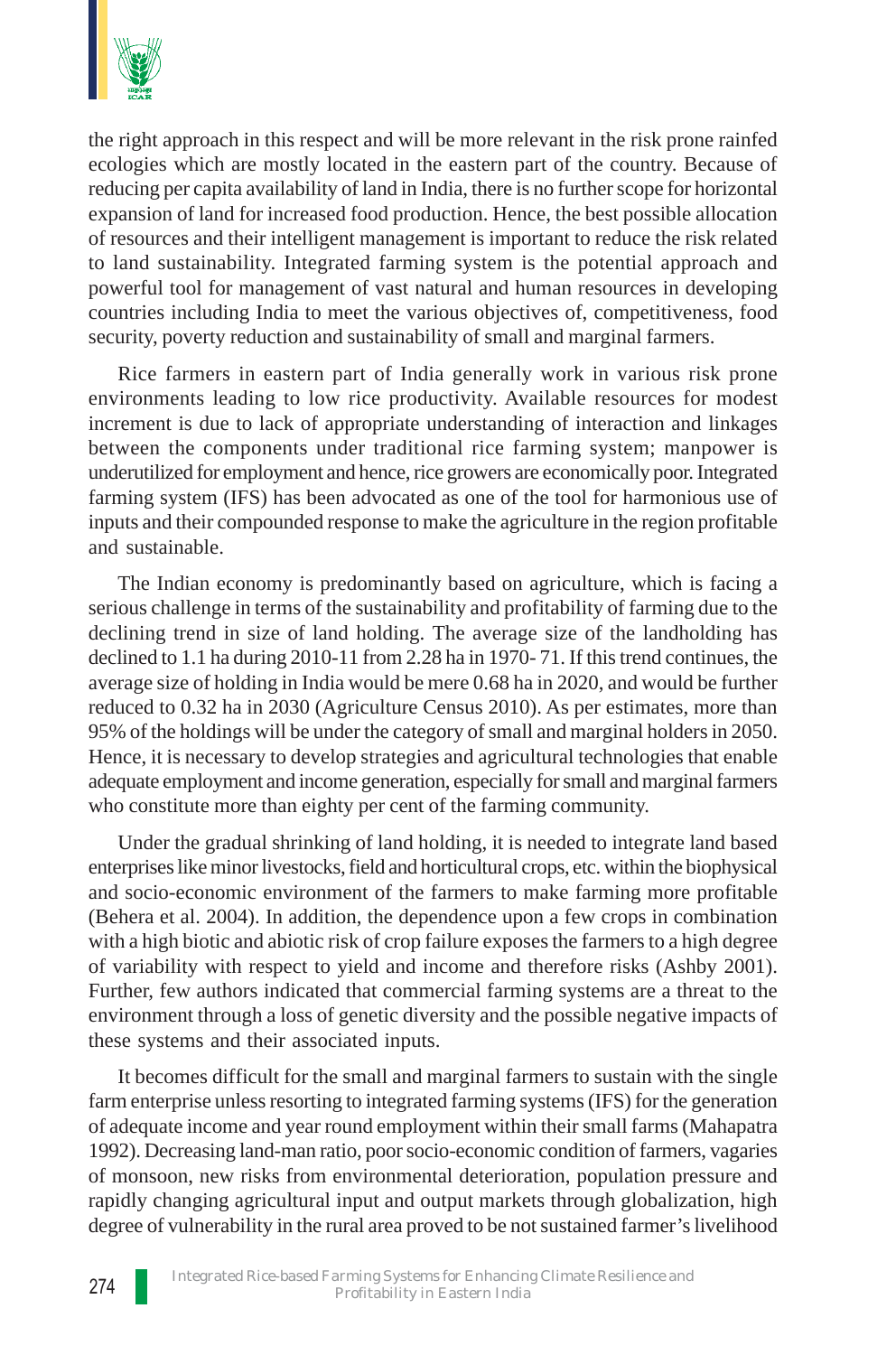the right approach in this respect and will be more relevant in the risk prone rainfed ecologies which are mostly located in the eastern part of the country. Because of reducing per capita availability of land in India, there is no further scope for horizontal expansion of land for increased food production. Hence, the best possible allocation of resources and their intelligent management is important to reduce the risk related to land sustainability. Integrated farming system is the potential approach and powerful tool for management of vast natural and human resources in developing countries including India to meet the various objectives of, competitiveness, food security, poverty reduction and sustainability of small and marginal farmers.

Rice farmers in eastern part of India generally work in various risk prone environments leading to low rice productivity. Available resources for modest increment is due to lack of appropriate understanding of interaction and linkages between the components under traditional rice farming system; manpower is underutilized for employment and hence, rice growers are economically poor. Integrated farming system (IFS) has been advocated as one of the tool for harmonious use of inputs and their compounded response to make the agriculture in the region profitable and sustainable.

The Indian economy is predominantly based on agriculture, which is facing a serious challenge in terms of the sustainability and profitability of farming due to the declining trend in size of land holding. The average size of the landholding has declined to 1.1 ha during 2010-11 from 2.28 ha in 1970- 71. If this trend continues, the average size of holding in India would be mere 0.68 ha in 2020, and would be further reduced to 0.32 ha in 2030 (Agriculture Census 2010). As per estimates, more than 95% of the holdings will be under the category of small and marginal holders in 2050. Hence, it is necessary to develop strategies and agricultural technologies that enable adequate employment and income generation, especially for small and marginal farmers who constitute more than eighty per cent of the farming community.

Under the gradual shrinking of land holding, it is needed to integrate land based enterprises like minor livestocks, field and horticultural crops, etc. within the biophysical and socio-economic environment of the farmers to make farming more profitable (Behera et al. 2004). In addition, the dependence upon a few crops in combination with a high biotic and abiotic risk of crop failure exposes the farmers to a high degree of variability with respect to yield and income and therefore risks (Ashby 2001). Further, few authors indicated that commercial farming systems are a threat to the environment through a loss of genetic diversity and the possible negative impacts of these systems and their associated inputs.

It becomes difficult for the small and marginal farmers to sustain with the single farm enterprise unless resorting to integrated farming systems (IFS) for the generation of adequate income and year round employment within their small farms (Mahapatra 1992). Decreasing land-man ratio, poor socio-economic condition of farmers, vagaries of monsoon, new risks from environmental deterioration, population pressure and rapidly changing agricultural input and output markets through globalization, high degree of vulnerability in the rural area proved to be not sustained farmer's livelihood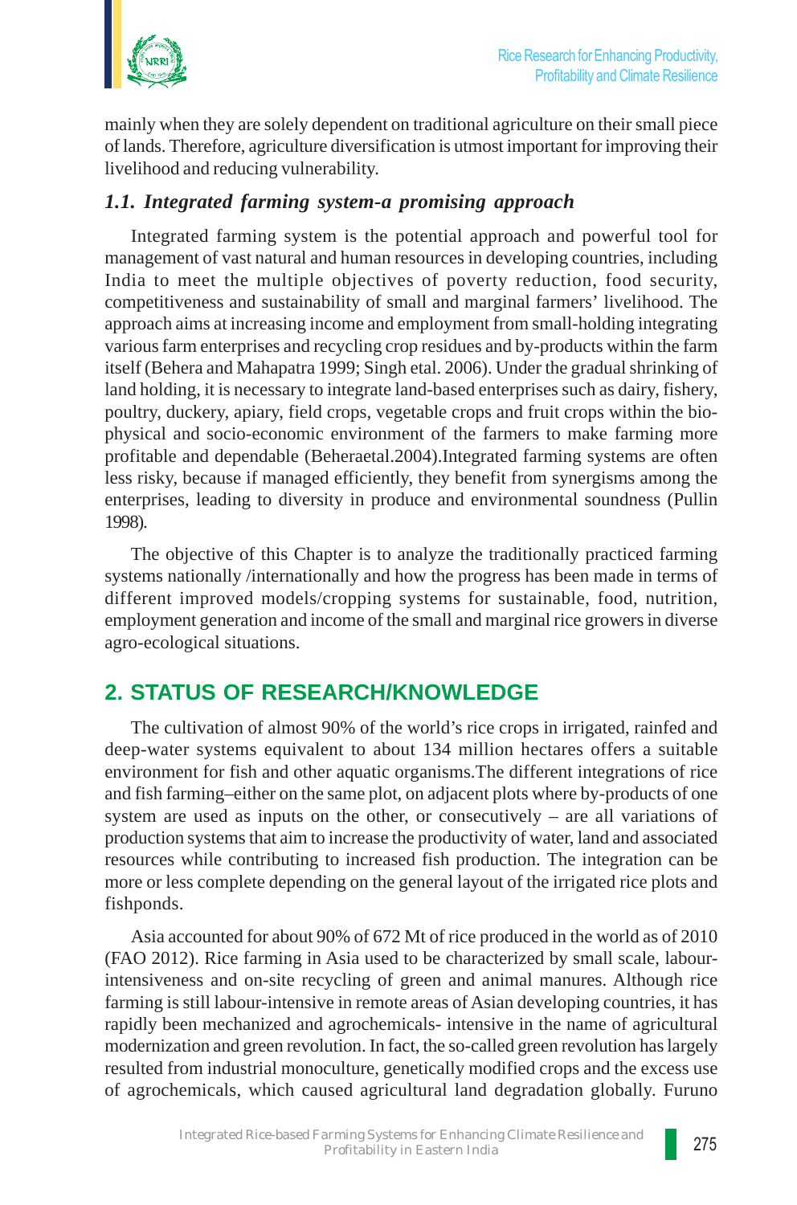mainly when they are solely dependent on traditional agriculture on their small piece of lands. Therefore, agriculture diversification is utmost important for improving their livelihood and reducing vulnerability.

### *1.1. Integrated farming system-a promising approach*

Integrated farming system is the potential approach and powerful tool for management of vast natural and human resources in developing countries, including India to meet the multiple objectives of poverty reduction, food security, competitiveness and sustainability of small and marginal farmers' livelihood. The approach aims at increasing income and employment from small-holding integrating various farm enterprises and recycling crop residues and by-products within the farm itself (Behera and Mahapatra 1999; Singh etal. 2006). Under the gradual shrinking of land holding, it is necessary to integrate land-based enterprises such as dairy, fishery, poultry, duckery, apiary, field crops, vegetable crops and fruit crops within the bio-physical and socio-economic environment of the farmers to make farming more profitable and dependable (Beheraetal.2004).Integrated farming systems are often less risky, because if managed efficiently, they benefit from synergisms among the enterprises, leading to diversity in produce and environmental soundness (Pullin 1998).

The objective of this Chapter is to analyze the traditionally practiced farming systems nationally /internationally and how the progress has been made in terms of different improved models/cropping systems for sustainable, food, nutrition, employment generation and income of the small and marginal rice growers in diverse agro-ecological situations.

## 2. STATUS OF RESEARCH/KNOWLEDGE

The cultivation of almost 90% of the world's rice crops in irrigated, rainfed and deep-water systems equivalent to about 134 million hectares offers a suitable environment for fish and other aquatic organisms.The different integrations of rice and fish farming–either on the same plot, on adjacent plots where by-products of one system are used as inputs on the other, or consecutively – are all variations of production systems that aim to increase the productivity of water, land and associated resources while contributing to increased fish production. The integration can be more or less complete depending on the general layout of the irrigated rice plots and fishponds.

Asia accounted for about 90% of 672 Mt of rice produced in the world as of 2010 (FAO 2012). Rice farming in Asia used to be characterized by small scale, labour-intensiveness and on-site recycling of green and animal manures. Although rice farming is still labour-intensive in remote areas of Asian developing countries, it has rapidly been mechanized and agrochemicals- intensive in the name of agricultural modernization and green revolution. In fact, the so-called green revolution has largely resulted from industrial monoculture, genetically modified crops and the excess use of agrochemicals, which caused agricultural land degradation globally. Furuno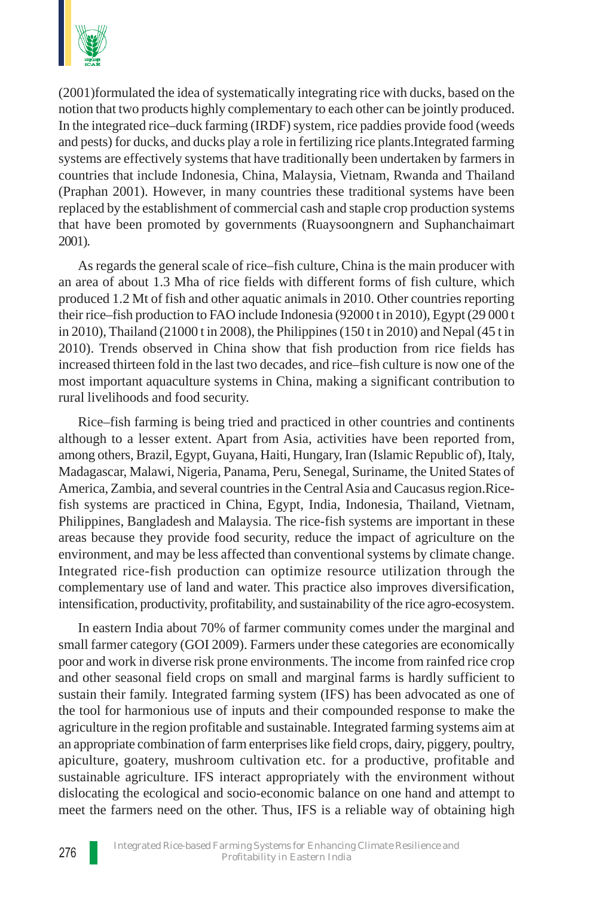(2001)formulated the idea of systematically integrating rice with ducks, based on the notion that two products highly complementary to each other can be jointly produced. In the integrated rice–duck farming (IRDF) system, rice paddies provide food (weeds and pests) for ducks, and ducks play a role in fertilizing rice plants.Integrated farming systems are effectively systems that have traditionally been undertaken by farmers in countries that include Indonesia, China, Malaysia, Vietnam, Rwanda and Thailand (Praphan 2001). However, in many countries these traditional systems have been replaced by the establishment of commercial cash and staple crop production systems that have been promoted by governments (Ruaysoongnern and Suphanchaimart 2001).

As regards the general scale of rice–fish culture, China is the main producer with an area of about 1.3 Mha of rice fields with different forms of fish culture, which produced 1.2 Mt of fish and other aquatic animals in 2010. Other countries reporting their rice–fish production to FAO include Indonesia (92000 t in 2010), Egypt (29 000 t in 2010), Thailand (21000 t in 2008), the Philippines (150 t in 2010) and Nepal (45 t in 2010). Trends observed in China show that fish production from rice fields has increased thirteen fold in the last two decades, and rice–fish culture is now one of the most important aquaculture systems in China, making a significant contribution to rural livelihoods and food security.

Rice–fish farming is being tried and practiced in other countries and continents although to a lesser extent. Apart from Asia, activities have been reported from, among others, Brazil, Egypt, Guyana, Haiti, Hungary, Iran (Islamic Republic of), Italy, Madagascar, Malawi, Nigeria, Panama, Peru, Senegal, Suriname, the United States of America, Zambia, and several countries in the Central Asia and Caucasus region.Rice-fish systems are practiced in China, Egypt, India, Indonesia, Thailand, Vietnam, Philippines, Bangladesh and Malaysia. The rice-fish systems are important in these areas because they provide food security, reduce the impact of agriculture on the environment, and may be less affected than conventional systems by climate change. Integrated rice-fish production can optimize resource utilization through the complementary use of land and water. This practice also improves diversification, intensification, productivity, profitability, and sustainability of the rice agro-ecosystem.

In eastern India about 70% of farmer community comes under the marginal and small farmer category (GOI 2009). Farmers under these categories are economically poor and work in diverse risk prone environments. The income from rainfed rice crop and other seasonal field crops on small and marginal farms is hardly sufficient to sustain their family. Integrated farming system (IFS) has been advocated as one of the tool for harmonious use of inputs and their compounded response to make the agriculture in the region profitable and sustainable. Integrated farming systems aim at an appropriate combination of farm enterprises like field crops, dairy, piggery, poultry, apiculture, goatery, mushroom cultivation etc. for a productive, profitable and sustainable agriculture. IFS interact appropriately with the environment without dislocating the ecological and socio-economic balance on one hand and attempt to meet the farmers need on the other. Thus, IFS is a reliable way of obtaining high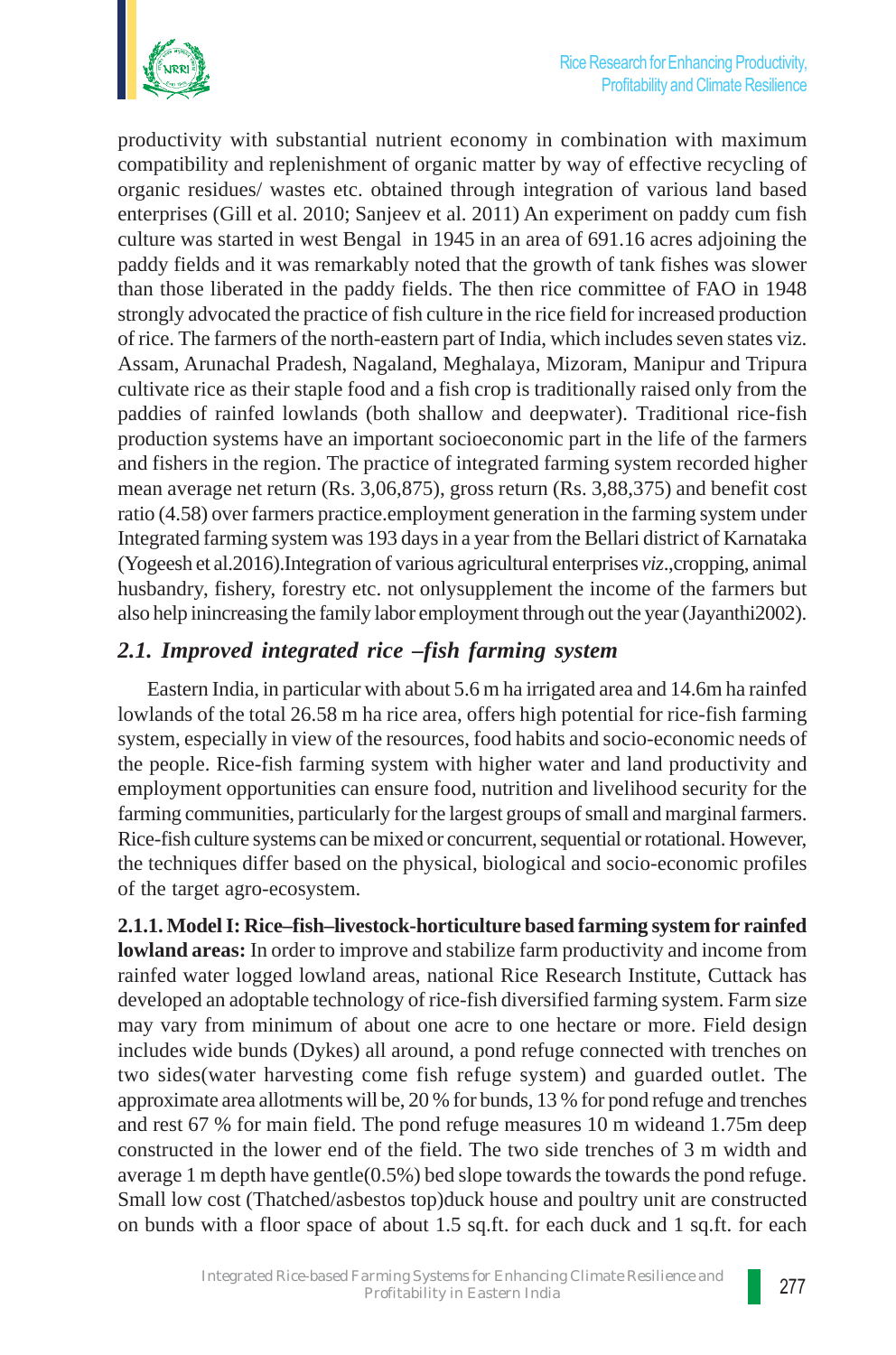productivity with substantial nutrient economy in combination with maximum compatibility and replenishment of organic matter by way of effective recycling of organic residues/ wastes etc. obtained through integration of various land based enterprises (Gill et al. 2010; Sanjeev et al. 2011) An experiment on paddy cum fish culture was started in west Bengal in 1945 in an area of 691.16 acres adjoining the paddy fields and it was remarkably noted that the growth of tank fishes was slower than those liberated in the paddy fields. The then rice committee of FAO in 1948 strongly advocated the practice of fish culture in the rice field for increased production of rice. The farmers of the north-eastern part of India, which includes seven states viz. Assam, Arunachal Pradesh, Nagaland, Meghalaya, Mizoram, Manipur and Tripura cultivate rice as their staple food and a fish crop is traditionally raised only from the paddies of rainfed lowlands (both shallow and deepwater). Traditional rice-fish production systems have an important socioeconomic part in the life of the farmers and fishers in the region. The practice of integrated farming system recorded higher mean average net return (Rs. 3,06,875), gross return (Rs. 3,88,375) and benefit cost ratio (4.58) over farmers practice.employment generation in the farming system under Integrated farming system was 193 days in a year from the Bellari district of Karnataka (Yogeesh et al.2016).Integration of various agricultural enterprises *viz*.,cropping, animal husbandry, fishery, forestry etc. not onlysupplement the income of the farmers but also help inincreasing the family labor employment through out the year (Jayanthi2002).

## *2.1. Improved integrated rice –fish farming system*

Eastern India, in particular with about 5.6 m ha irrigated area and 14.6m ha rainfed lowlands of the total 26.58 m ha rice area, offers high potential for rice-fish farming system, especially in view of the resources, food habits and socio-economic needs of the people. Rice-fish farming system with higher water and land productivity and employment opportunities can ensure food, nutrition and livelihood security for the farming communities, particularly for the largest groups of small and marginal farmers. Rice-fish culture systems can be mixed or concurrent, sequential or rotational. However, the techniques differ based on the physical, biological and socio-economic profiles of the target agro-ecosystem.

**2.1.1. Model I: Rice–fish–livestock-horticulture based farming system for rainfed lowland areas:** In order to improve and stabilize farm productivity and income from rainfed water logged lowland areas, national Rice Research Institute, Cuttack has developed an adoptable technology of rice-fish diversified farming system. Farm size may vary from minimum of about one acre to one hectare or more. Field design includes wide bunds (Dykes) all around, a pond refuge connected with trenches on two sides(water harvesting come fish refuge system) and guarded outlet. The approximate area allotments will be, 20 % for bunds, 13 % for pond refuge and trenches and rest 67 % for main field. The pond refuge measures 10 m wideand 1.75m deep constructed in the lower end of the field. The two side trenches of 3 m width and average 1 m depth have gentle(0.5%) bed slope towards the towards the pond refuge. Small low cost (Thatched/asbestos top)duck house and poultry unit are constructed on bunds with a floor space of about 1.5 sq.ft. for each duck and 1 sq.ft. for each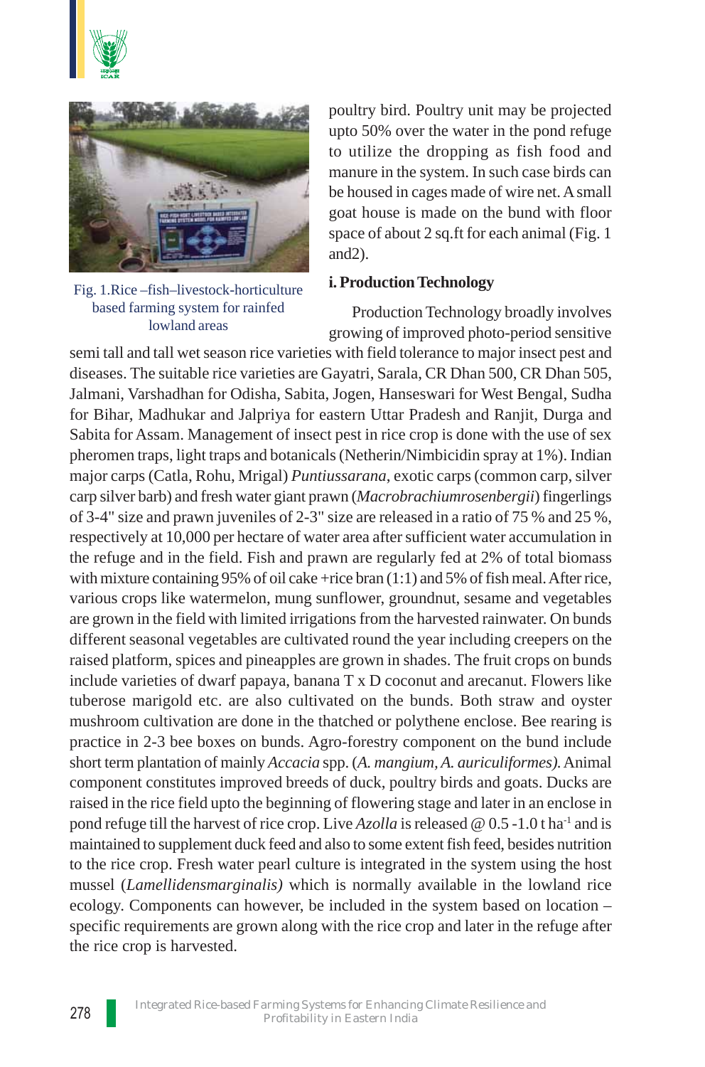Fig. 1.Rice –fish–livestock-horticulture based farming system for rainfed lowland areas

poultry bird. Poultry unit may be projected upto 50% over the water in the pond refuge to utilize the dropping as fish food and manure in the system. In such case birds can be housed in cages made of wire net. A small goat house is made on the bund with floor space of about 2 sq.ft for each animal (Fig. 1 and2).

**i. Production Technology**

Production Technology broadly involves growing of improved photo-period sensitive semi tall and tall wet season rice varieties with field tolerance to major insect pest and diseases. The suitable rice varieties are Gayatri, Sarala, CR Dhan 500, CR Dhan 505, Jalmani, Varshadhan for Odisha, Sabita, Jogen, Hanseswari for West Bengal, Sudha for Bihar, Madhukar and Jalpriya for eastern Uttar Pradesh and Ranjit, Durga and Sabita for Assam. Management of insect pest in rice crop is done with the use of sex pheromen traps, light traps and botanicals (Netherin/Nimbicidin spray at 1%). Indian major carps (Catla, Rohu, Mrigal) *Puntiussarana*, exotic carps (common carp, silver carp silver barb) and fresh water giant prawn (*Macrobrachiumrosenbergii*) fingerlings of 3-4" size and prawn juveniles of 2-3" size are released in a ratio of 75 % and 25 %, respectively at 10,000 per hectare of water area after sufficient water accumulation in the refuge and in the field. Fish and prawn are regularly fed at 2% of total biomass with mixture containing 95% of oil cake +rice bran (1:1) and 5% of fish meal. After rice, various crops like watermelon, mung sunflower, groundnut, sesame and vegetables are grown in the field with limited irrigations from the harvested rainwater. On bunds different seasonal vegetables are cultivated round the year including creepers on the raised platform, spices and pineapples are grown in shades. The fruit crops on bunds include varieties of dwarf papaya, banana T x D coconut and arecanut. Flowers like tuberose marigold etc. are also cultivated on the bunds. Both straw and oyster mushroom cultivation are done in the thatched or polythene enclose. Bee rearing is practice in 2-3 bee boxes on bunds. Agro-forestry component on the bund include short term plantation of mainly *Accacia* spp. (*A. mangium, A. auriculiformes).* Animal component constitutes improved breeds of duck, poultry birds and goats. Ducks are raised in the rice field upto the beginning of flowering stage and later in an enclose in pond refuge till the harvest of rice crop. Live *Azolla* is released @ 0.5 -1.0 t ha$^{-1}$ and is maintained to supplement duck feed and also to some extent fish feed, besides nutrition to the rice crop. Fresh water pearl culture is integrated in the system using the host mussel (*Lamellidensmarginalis)* which is normally available in the lowland rice ecology. Components can however, be included in the system based on location – specific requirements are grown along with the rice crop and later in the refuge after the rice crop is harvested.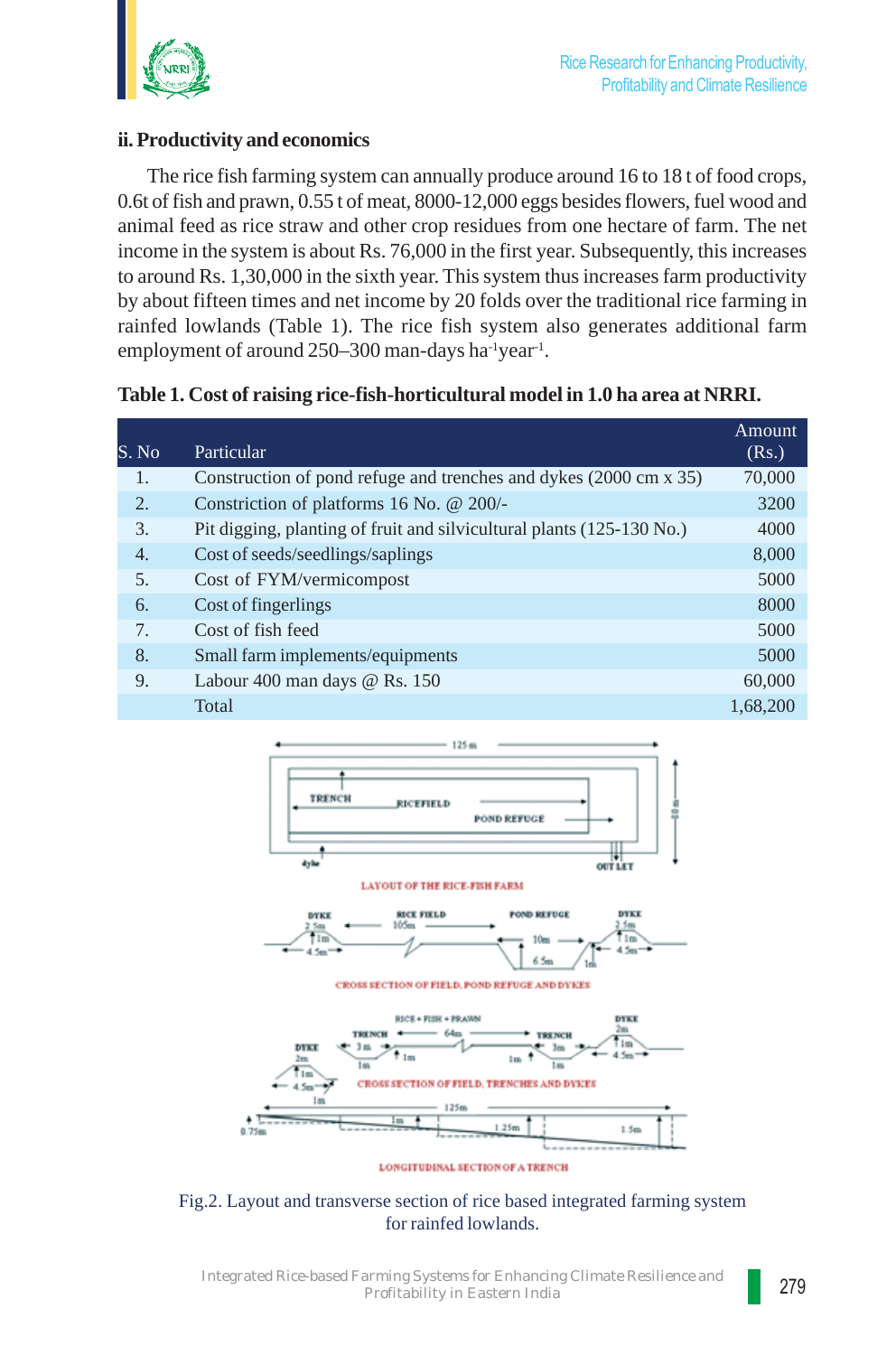### ii. Productivity and economics

The rice fish farming system can annually produce around 16 to 18 t of food crops, 0.6t of fish and prawn, 0.55 t of meat, 8000-12,000 eggs besides flowers, fuel wood and animal feed as rice straw and other crop residues from one hectare of farm. The net income in the system is about Rs. 76,000 in the first year. Subsequently, this increases to around Rs. 1,30,000 in the sixth year. This system thus increases farm productivity by about fifteen times and net income by 20 folds over the traditional rice farming in rainfed lowlands (Table 1). The rice fish system also generates additional farm employment of around 250–300 man-days $ha^{-1}year^{-1}$.

**Table 1. Cost of raising rice-fish-horticultural model in 1.0 ha area at NRRI.**

| S. No | Particular | Amount (Rs.) |
|---|---|---|
| 1. | Construction of pond refuge and trenches and dykes (2000 cm x 35) | 70,000 |
| 2. | Constriction of platforms 16 No. @ 200/- | 3200 |
| 3. | Pit digging, planting of fruit and silvicultural plants (125-130 No.) | 4000 |
| 4. | Cost of seeds/seedlings/saplings | 8,000 |
| 5. | Cost of FYM/vermicompost | 5000 |
| 6. | Cost of fingerlings | 8000 |
| 7. | Cost of fish feed | 5000 |
| 8. | Small farm implements/equipments | 5000 |
| 9. | Labour 400 man days @ Rs. 150 | 60,000 |
| | Total | 1,68,200 |

Fig.2. Layout and transverse section of rice based integrated farming system for rainfed lowlands.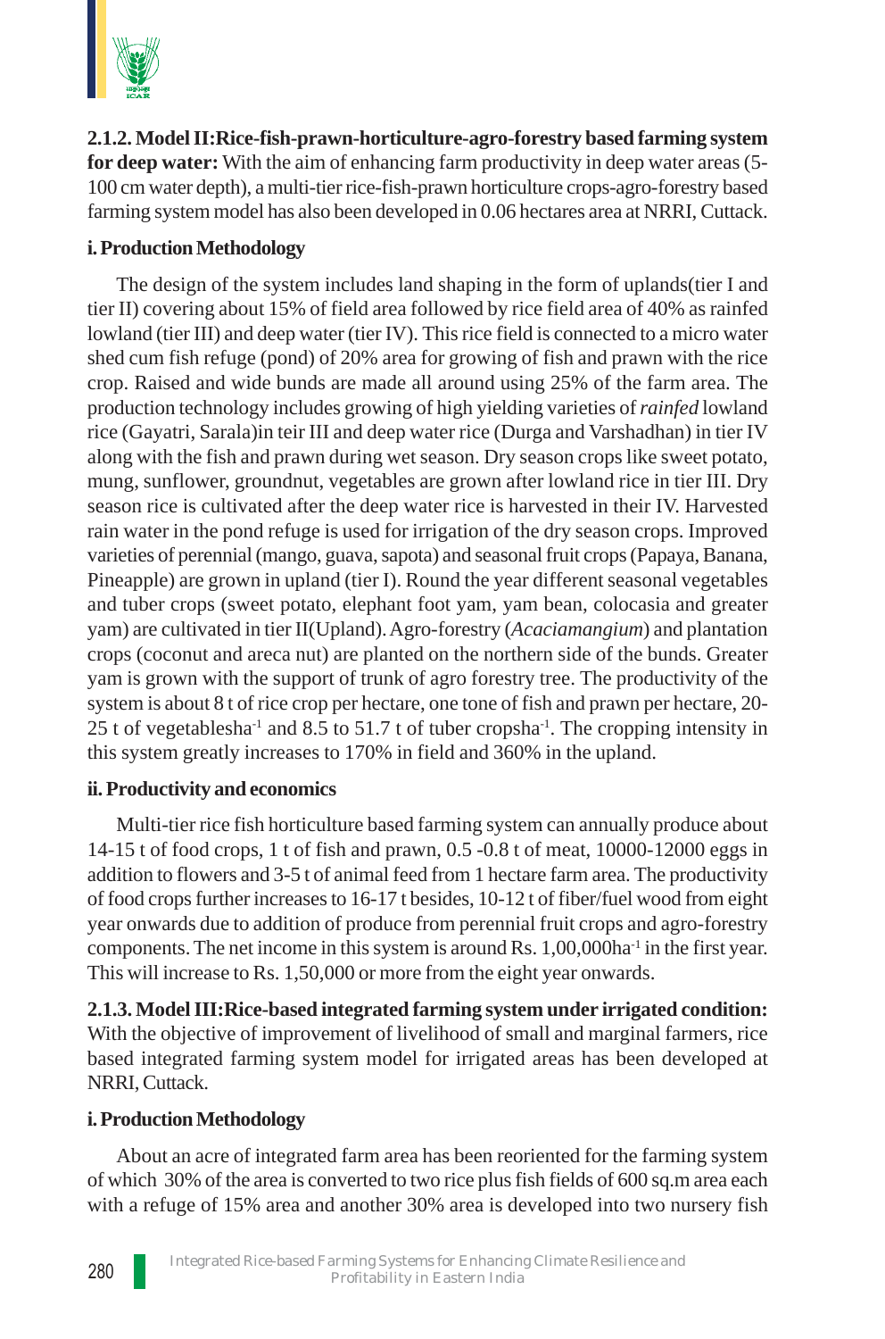**2.1.2. Model II:Rice-fish-prawn-horticulture-agro-forestry based farming system for deep water:** With the aim of enhancing farm productivity in deep water areas (5-100 cm water depth), a multi-tier rice-fish-prawn horticulture crops-agro-forestry based farming system model has also been developed in 0.06 hectares area at NRRI, Cuttack.

**i. Production Methodology**

The design of the system includes land shaping in the form of uplands(tier I and tier II) covering about 15% of field area followed by rice field area of 40% as rainfed lowland (tier III) and deep water (tier IV). This rice field is connected to a micro water shed cum fish refuge (pond) of 20% area for growing of fish and prawn with the rice crop. Raised and wide bunds are made all around using 25% of the farm area. The production technology includes growing of high yielding varieties of *rainfed* lowland rice (Gayatri, Sarala)in teir III and deep water rice (Durga and Varshadhan) in tier IV along with the fish and prawn during wet season. Dry season crops like sweet potato, mung, sunflower, groundnut, vegetables are grown after lowland rice in tier III. Dry season rice is cultivated after the deep water rice is harvested in their IV. Harvested rain water in the pond refuge is used for irrigation of the dry season crops. Improved varieties of perennial (mango, guava, sapota) and seasonal fruit crops (Papaya, Banana, Pineapple) are grown in upland (tier I). Round the year different seasonal vegetables and tuber crops (sweet potato, elephant foot yam, yam bean, colocasia and greater yam) are cultivated in tier II(Upland). Agro-forestry (*Acaciamangium*) and plantation crops (coconut and areca nut) are planted on the northern side of the bunds. Greater yam is grown with the support of trunk of agro forestry tree. The productivity of the system is about 8 t of rice crop per hectare, one tone of fish and prawn per hectare, 20-25 t of vegetablesha$^{-1}$ and 8.5 to 51.7 t of tuber cropsha$^{-1}$. The cropping intensity in this system greatly increases to 170% in field and 360% in the upland.

**ii. Productivity and economics**

Multi-tier rice fish horticulture based farming system can annually produce about 14-15 t of food crops, 1 t of fish and prawn, 0.5 -0.8 t of meat, 10000-12000 eggs in addition to flowers and 3-5 t of animal feed from 1 hectare farm area. The productivity of food crops further increases to 16-17 t besides, 10-12 t of fiber/fuel wood from eight year onwards due to addition of produce from perennial fruit crops and agro-forestry components. The net income in this system is around Rs. 1,00,000ha$^{-1}$ in the first year. This will increase to Rs. 1,50,000 or more from the eight year onwards.

**2.1.3. Model III:Rice-based integrated farming system under irrigated condition:** With the objective of improvement of livelihood of small and marginal farmers, rice based integrated farming system model for irrigated areas has been developed at NRRI, Cuttack.

**i. Production Methodology**

About an acre of integrated farm area has been reoriented for the farming system of which 30% of the area is converted to two rice plus fish fields of 600 sq.m area each with a refuge of 15% area and another 30% area is developed into two nursery fish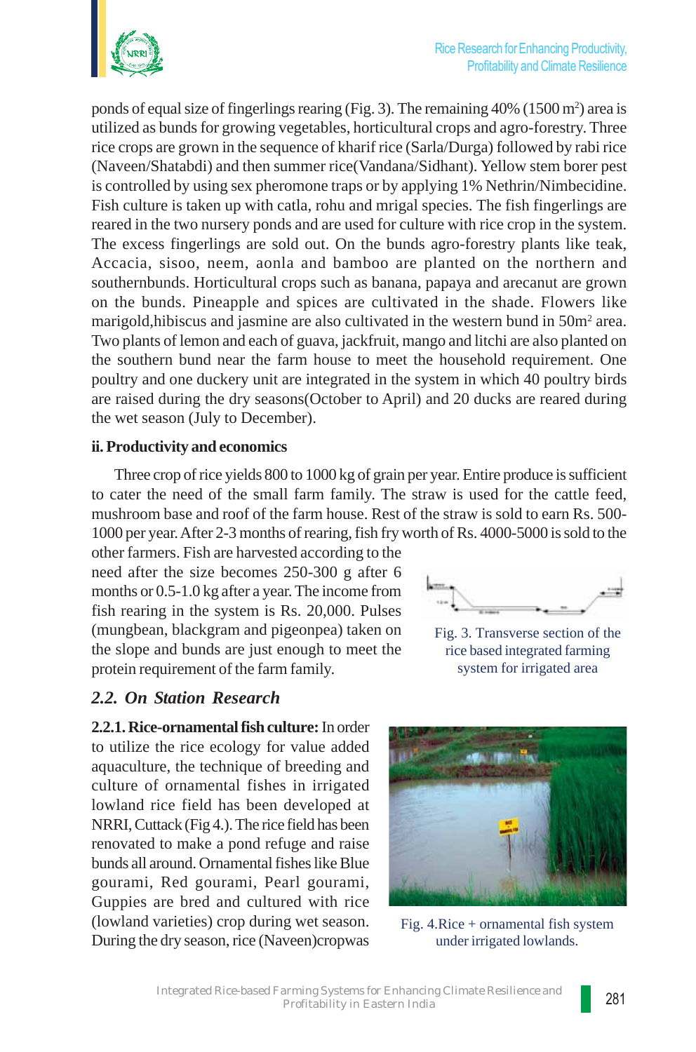ponds of equal size of fingerlings rearing (Fig. 3). The remaining 40% (1500 $m^2$) area is utilized as bunds for growing vegetables, horticultural crops and agro-forestry. Three rice crops are grown in the sequence of kharif rice (Sarla/Durga) followed by rabi rice (Naveen/Shatabdi) and then summer rice(Vandana/Sidhant). Yellow stem borer pest is controlled by using sex pheromone traps or by applying 1% Nethrin/Nimbecidine. Fish culture is taken up with catla, rohu and mrigal species. The fish fingerlings are reared in the two nursery ponds and are used for culture with rice crop in the system. The excess fingerlings are sold out. On the bunds agro-forestry plants like teak, Accacia, sisoo, neem, aonla and bamboo are planted on the northern and southernbunds. Horticultural crops such as banana, papaya and arecanut are grown on the bunds. Pineapple and spices are cultivated in the shade. Flowers like marigold,hibiscus and jasmine are also cultivated in the western bund in 50$m^2$ area. Two plants of lemon and each of guava, jackfruit, mango and litchi are also planted on the southern bund near the farm house to meet the household requirement. One poultry and one duckery unit are integrated in the system in which 40 poultry birds are raised during the dry seasons(October to April) and 20 ducks are reared during the wet season (July to December).

**ii. Productivity and economics**

Three crop of rice yields 800 to 1000 kg of grain per year. Entire produce is sufficient to cater the need of the small farm family. The straw is used for the cattle feed, mushroom base and roof of the farm house. Rest of the straw is sold to earn Rs. 500-1000 per year. After 2-3 months of rearing, fish fry worth of Rs. 4000-5000 is sold to the other farmers. Fish are harvested according to the need after the size becomes 250-300 g after 6 months or 0.5-1.0 kg after a year. The income from fish rearing in the system is Rs. 20,000. Pulses (mungbean, blackgram and pigeonpea) taken on the slope and bunds are just enough to meet the protein requirement of the farm family.

Fig. 3. Transverse section of the rice based integrated farming system for irrigated area

## *2.2. On Station Research*

**2.2.1. Rice-ornamental fish culture:** In order to utilize the rice ecology for value added aquaculture, the technique of breeding and culture of ornamental fishes in irrigated lowland rice field has been developed at NRRI, Cuttack (Fig 4.). The rice field has been renovated to make a pond refuge and raise bunds all around. Ornamental fishes like Blue gourami, Red gourami, Pearl gourami, Guppies are bred and cultured with rice (lowland varieties) crop during wet season. During the dry season, rice (Naveen)cropwas

Fig. 4.Rice + ornamental fish system under irrigated lowlands.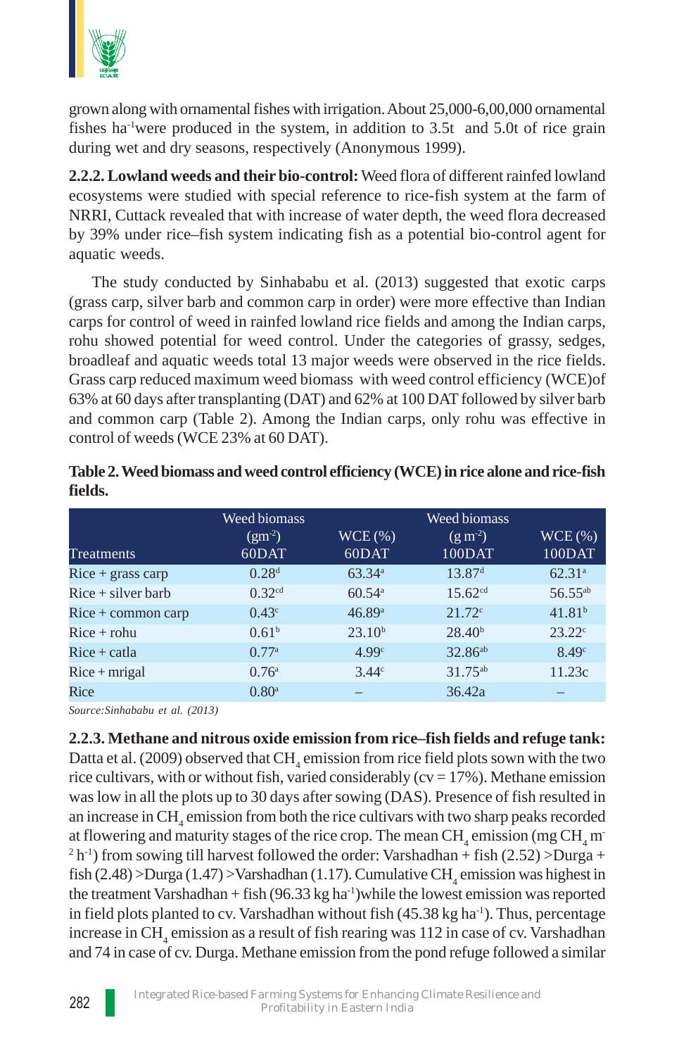grown along with ornamental fishes with irrigation. About 25,000-6,00,000 ornamental fishes $ha^{-1}$ were produced in the system, in addition to 3.5t and 5.0t of rice grain during wet and dry seasons, respectively (Anonymous 1999).

**2.2.2. Lowland weeds and their bio-control:** Weed flora of different rainfed lowland ecosystems were studied with special reference to rice-fish system at the farm of NRRI, Cuttack revealed that with increase of water depth, the weed flora decreased by 39% under rice–fish system indicating fish as a potential bio-control agent for aquatic weeds.

The study conducted by Sinhababu et al. (2013) suggested that exotic carps (grass carp, silver barb and common carp in order) were more effective than Indian carps for control of weed in rainfed lowland rice fields and among the Indian carps, rohu showed potential for weed control. Under the categories of grassy, sedges, broadleaf and aquatic weeds total 13 major weeds were observed in the rice fields. Grass carp reduced maximum weed biomass with weed control efficiency (WCE)of 63% at 60 days after transplanting (DAT) and 62% at 100 DAT followed by silver barb and common carp (Table 2). Among the Indian carps, only rohu was effective in control of weeds (WCE 23% at 60 DAT).

**Table 2. Weed biomass and weed control efficiency (WCE) in rice alone and rice-fish fields.**

| Treatments | Weed biomass ($gm^{-2}$) 60DAT | WCE (%) 60DAT | Weed biomass ($g\,m^{-2}$) 100DAT | WCE (%) 100DAT |
|---|---|---|---|---|
| Rice + grass carp | $0.28^{d}$ | $63.34^{a}$ | $13.87^{d}$ | $62.31^{a}$ |
| Rice + silver barb | $0.32^{cd}$ | $60.54^{a}$ | $15.62^{cd}$ | $56.55^{ab}$ |
| Rice + common carp | $0.43^{c}$ | $46.89^{a}$ | $21.72^{c}$ | $41.81^{b}$ |
| Rice + rohu | $0.61^{b}$ | $23.10^{b}$ | $28.40^{b}$ | $23.22^{c}$ |
| Rice + catla | $0.77^{a}$ | $4.99^{c}$ | $32.86^{ab}$ | $8.49^{c}$ |
| Rice + mrigal | $0.76^{a}$ | $3.44^{c}$ | $31.75^{ab}$ | 11.23c |
| Rice | $0.80^{a}$ | – | 36.42a | – |

*Source:Sinhababu et al. (2013)*

**2.2.3. Methane and nitrous oxide emission from rice–fish fields and refuge tank:** Datta et al. (2009) observed that $CH_4$ emission from rice field plots sown with the two rice cultivars, with or without fish, varied considerably (cv = 17%). Methane emission was low in all the plots up to 30 days after sowing (DAS). Presence of fish resulted in an increase in $CH_4$ emission from both the rice cultivars with two sharp peaks recorded at flowering and maturity stages of the rice crop. The mean $CH_4$ emission (mg $CH_4$ $m^{-2}$ $h^{-1}$) from sowing till harvest followed the order: Varshadhan + fish (2.52) >Durga + fish (2.48) >Durga (1.47) >Varshadhan (1.17). Cumulative $CH_4$ emission was highest in the treatment Varshadhan + fish (96.33 kg $ha^{-1}$)while the lowest emission was reported in field plots planted to cv. Varshadhan without fish (45.38 kg $ha^{-1}$). Thus, percentage increase in $CH_4$ emission as a result of fish rearing was 112 in case of cv. Varshadhan and 74 in case of cv. Durga. Methane emission from the pond refuge followed a similar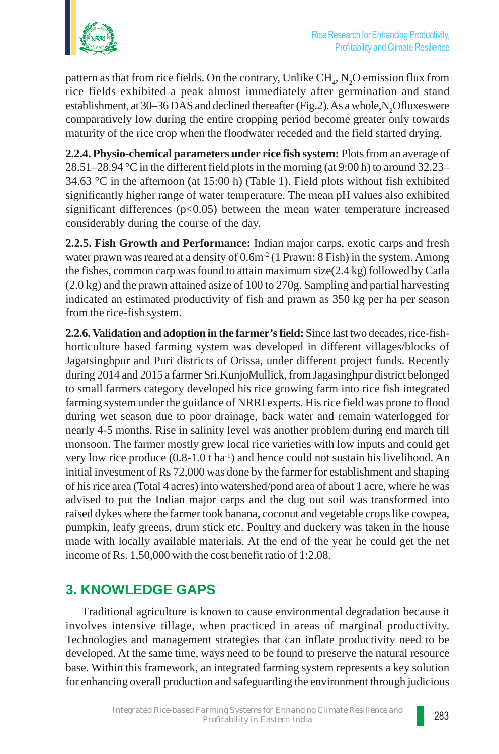pattern as that from rice fields. On the contrary, Unlike $CH_4$, $N_2O$ emission flux from rice fields exhibited a peak almost immediately after germination and stand establishment, at 30–36 DAS and declined thereafter (Fig.2). As a whole,$N_2O$fluxeswere comparatively low during the entire cropping period become greater only towards maturity of the rice crop when the floodwater receded and the field started drying.

**2.2.4. Physio-chemical parameters under rice fish system:** Plots from an average of 28.51–28.94 °C in the different field plots in the morning (at 9:00 h) to around 32.23–34.63 °C in the afternoon (at 15:00 h) (Table 1). Field plots without fish exhibited significantly higher range of water temperature. The mean pH values also exhibited significant differences ($p<0.05$) between the mean water temperature increased considerably during the course of the day.

**2.2.5. Fish Growth and Performance:** Indian major carps, exotic carps and fresh water prawn was reared at a density of $0.6m^{-2}$ (1 Prawn: 8 Fish) in the system. Among the fishes, common carp was found to attain maximum size(2.4 kg) followed by Catla (2.0 kg) and the prawn attained asize of 100 to 270g. Sampling and partial harvesting indicated an estimated productivity of fish and prawn as 350 kg per ha per season from the rice-fish system.

**2.2.6. Validation and adoption in the farmer's field:** Since last two decades, rice-fish-horticulture based farming system was developed in different villages/blocks of Jagatsinghpur and Puri districts of Orissa, under different project funds. Recently during 2014 and 2015 a farmer Sri.KunjoMullick, from Jagasinghpur district belonged to small farmers category developed his rice growing farm into rice fish integrated farming system under the guidance of NRRI experts. His rice field was prone to flood during wet season due to poor drainage, back water and remain waterlogged for nearly 4-5 months. Rise in salinity level was another problem during end march till monsoon. The farmer mostly grew local rice varieties with low inputs and could get very low rice produce (0.8-1.0 t $ha^{-1}$) and hence could not sustain his livelihood. An initial investment of Rs 72,000 was done by the farmer for establishment and shaping of his rice area (Total 4 acres) into watershed/pond area of about 1 acre, where he was advised to put the Indian major carps and the dug out soil was transformed into raised dykes where the farmer took banana, coconut and vegetable crops like cowpea, pumpkin, leafy greens, drum stick etc. Poultry and duckery was taken in the house made with locally available materials. At the end of the year he could get the net income of Rs. 1,50,000 with the cost benefit ratio of 1:2.08.

## 3. KNOWLEDGE GAPS

Traditional agriculture is known to cause environmental degradation because it involves intensive tillage, when practiced in areas of marginal productivity. Technologies and management strategies that can inflate productivity need to be developed. At the same time, ways need to be found to preserve the natural resource base. Within this framework, an integrated farming system represents a key solution for enhancing overall production and safeguarding the environment through judicious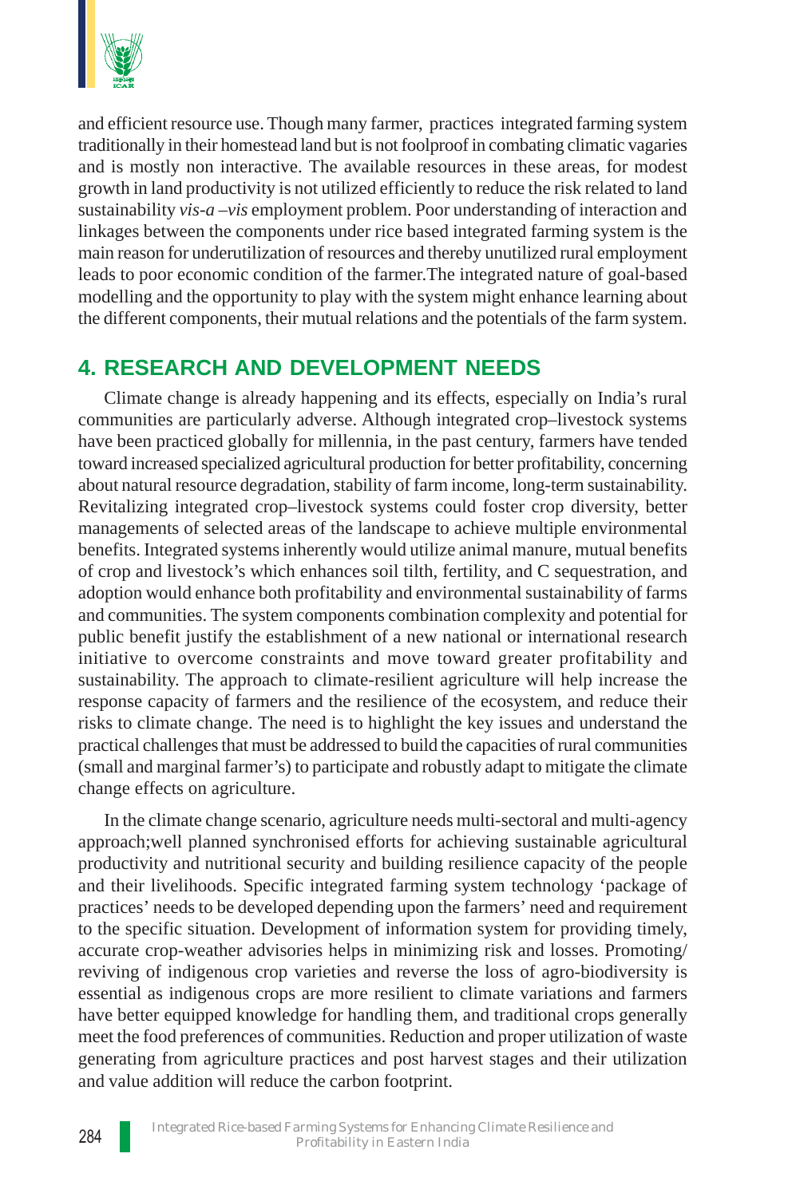and efficient resource use. Though many farmer, practices integrated farming system traditionally in their homestead land but is not foolproof in combating climatic vagaries and is mostly non interactive. The available resources in these areas, for modest growth in land productivity is not utilized efficiently to reduce the risk related to land sustainability *vis-a –vis* employment problem. Poor understanding of interaction and linkages between the components under rice based integrated farming system is the main reason for underutilization of resources and thereby unutilized rural employment leads to poor economic condition of the farmer.The integrated nature of goal-based modelling and the opportunity to play with the system might enhance learning about the different components, their mutual relations and the potentials of the farm system.

## 4. RESEARCH AND DEVELOPMENT NEEDS

Climate change is already happening and its effects, especially on India's rural communities are particularly adverse. Although integrated crop–livestock systems have been practiced globally for millennia, in the past century, farmers have tended toward increased specialized agricultural production for better profitability, concerning about natural resource degradation, stability of farm income, long-term sustainability. Revitalizing integrated crop–livestock systems could foster crop diversity, better managements of selected areas of the landscape to achieve multiple environmental benefits. Integrated systems inherently would utilize animal manure, mutual benefits of crop and livestock's which enhances soil tilth, fertility, and C sequestration, and adoption would enhance both profitability and environmental sustainability of farms and communities. The system components combination complexity and potential for public benefit justify the establishment of a new national or international research initiative to overcome constraints and move toward greater profitability and sustainability. The approach to climate-resilient agriculture will help increase the response capacity of farmers and the resilience of the ecosystem, and reduce their risks to climate change. The need is to highlight the key issues and understand the practical challenges that must be addressed to build the capacities of rural communities (small and marginal farmer's) to participate and robustly adapt to mitigate the climate change effects on agriculture.

In the climate change scenario, agriculture needs multi-sectoral and multi-agency approach;well planned synchronised efforts for achieving sustainable agricultural productivity and nutritional security and building resilience capacity of the people and their livelihoods. Specific integrated farming system technology 'package of practices' needs to be developed depending upon the farmers' need and requirement to the specific situation. Development of information system for providing timely, accurate crop-weather advisories helps in minimizing risk and losses. Promoting/ reviving of indigenous crop varieties and reverse the loss of agro-biodiversity is essential as indigenous crops are more resilient to climate variations and farmers have better equipped knowledge for handling them, and traditional crops generally meet the food preferences of communities. Reduction and proper utilization of waste generating from agriculture practices and post harvest stages and their utilization and value addition will reduce the carbon footprint.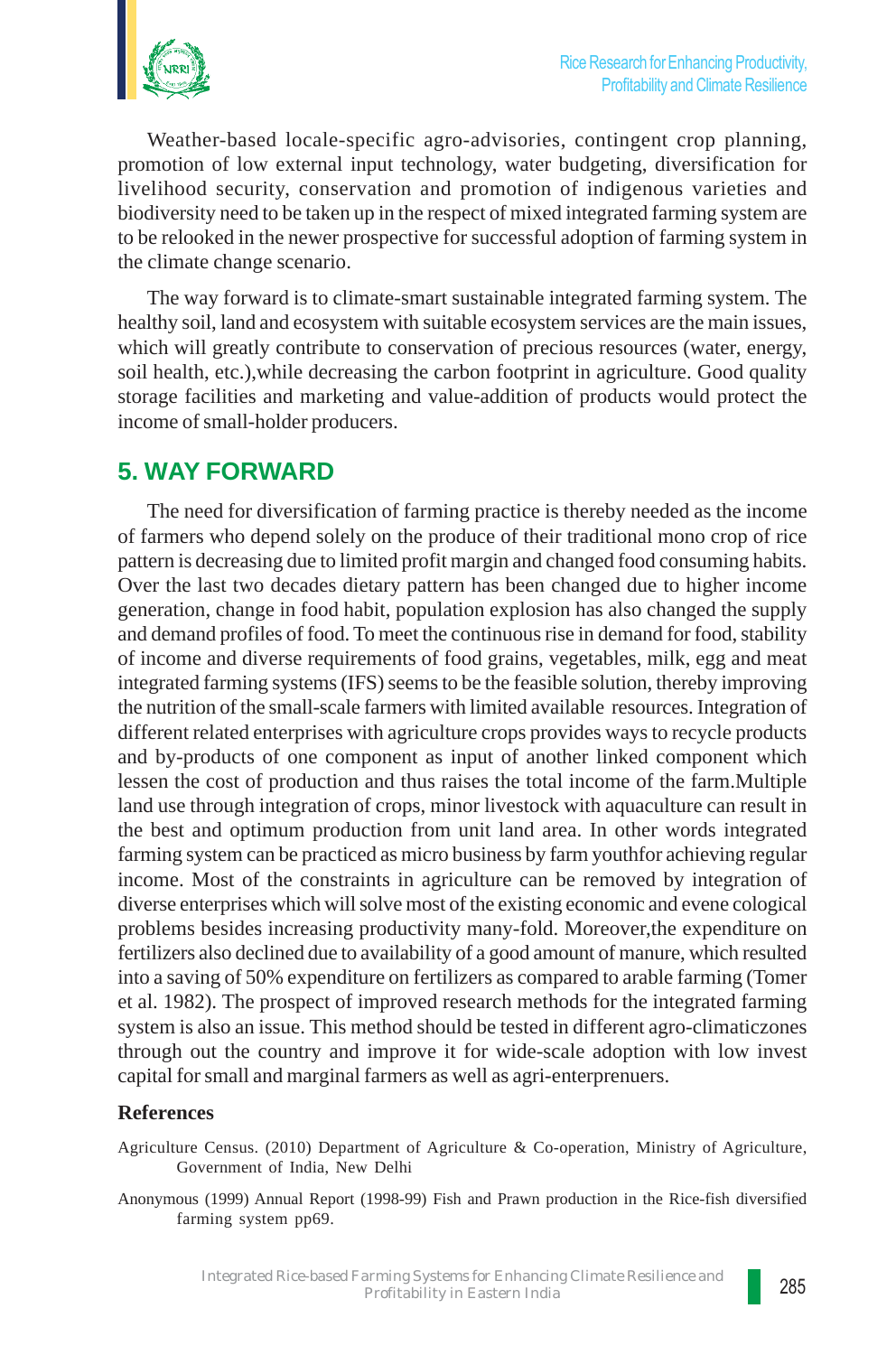Weather-based locale-specific agro-advisories, contingent crop planning, promotion of low external input technology, water budgeting, diversification for livelihood security, conservation and promotion of indigenous varieties and biodiversity need to be taken up in the respect of mixed integrated farming system are to be relooked in the newer prospective for successful adoption of farming system in the climate change scenario.

The way forward is to climate-smart sustainable integrated farming system. The healthy soil, land and ecosystem with suitable ecosystem services are the main issues, which will greatly contribute to conservation of precious resources (water, energy, soil health, etc.),while decreasing the carbon footprint in agriculture. Good quality storage facilities and marketing and value-addition of products would protect the income of small-holder producers.

## 5. WAY FORWARD

The need for diversification of farming practice is thereby needed as the income of farmers who depend solely on the produce of their traditional mono crop of rice pattern is decreasing due to limited profit margin and changed food consuming habits. Over the last two decades dietary pattern has been changed due to higher income generation, change in food habit, population explosion has also changed the supply and demand profiles of food. To meet the continuous rise in demand for food, stability of income and diverse requirements of food grains, vegetables, milk, egg and meat integrated farming systems (IFS) seems to be the feasible solution, thereby improving the nutrition of the small-scale farmers with limited available resources. Integration of different related enterprises with agriculture crops provides ways to recycle products and by-products of one component as input of another linked component which lessen the cost of production and thus raises the total income of the farm.Multiple land use through integration of crops, minor livestock with aquaculture can result in the best and optimum production from unit land area. In other words integrated farming system can be practiced as micro business by farm youthfor achieving regular income. Most of the constraints in agriculture can be removed by integration of diverse enterprises which will solve most of the existing economic and evene cological problems besides increasing productivity many-fold. Moreover,the expenditure on fertilizers also declined due to availability of a good amount of manure, which resulted into a saving of 50% expenditure on fertilizers as compared to arable farming (Tomer et al. 1982). The prospect of improved research methods for the integrated farming system is also an issue. This method should be tested in different agro-climaticzones through out the country and improve it for wide-scale adoption with low invest capital for small and marginal farmers as well as agri-enterprenuers.

### References

Agriculture Census. (2010) Department of Agriculture & Co-operation, Ministry of Agriculture, Government of India, New Delhi

Anonymous (1999) Annual Report (1998-99) Fish and Prawn production in the Rice-fish diversified farming system pp69.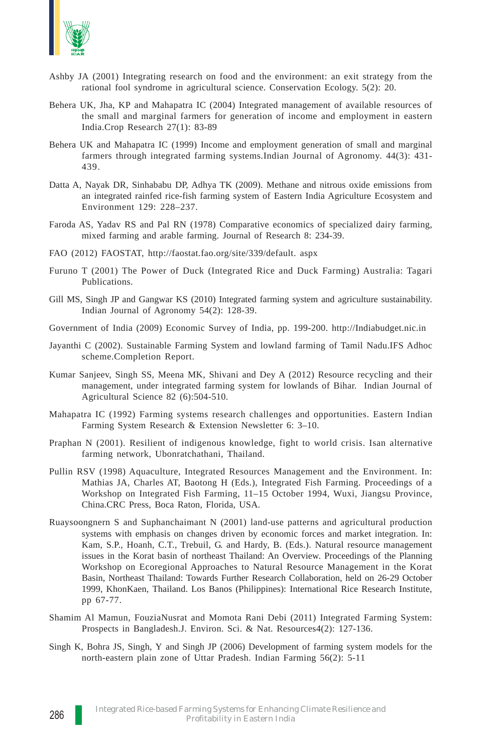Ashby JA (2001) Integrating research on food and the environment: an exit strategy from the rational fool syndrome in agricultural science. Conservation Ecology. 5(2): 20.

Behera UK, Jha, KP and Mahapatra IC (2004) Integrated management of available resources of the small and marginal farmers for generation of income and employment in eastern India.Crop Research 27(1): 83-89

Behera UK and Mahapatra IC (1999) Income and employment generation of small and marginal farmers through integrated farming systems.Indian Journal of Agronomy. 44(3): 431-439.

Datta A, Nayak DR, Sinhababu DP, Adhya TK (2009). Methane and nitrous oxide emissions from an integrated rainfed rice-fish farming system of Eastern India Agriculture Ecosystem and Environment 129: 228–237.

Faroda AS, Yadav RS and Pal RN (1978) Comparative economics of specialized dairy farming, mixed farming and arable farming. Journal of Research 8: 234-39.

FAO (2012) FAOSTAT, http://faostat.fao.org/site/339/default. aspx

Furuno T (2001) The Power of Duck (Integrated Rice and Duck Farming) Australia: Tagari Publications.

Gill MS, Singh JP and Gangwar KS (2010) Integrated farming system and agriculture sustainability. Indian Journal of Agronomy 54(2): 128-39.

Government of India (2009) Economic Survey of India, pp. 199-200. http://Indiabudget.nic.in

Jayanthi C (2002). Sustainable Farming System and lowland farming of Tamil Nadu.IFS Adhoc scheme.Completion Report.

Kumar Sanjeev, Singh SS, Meena MK, Shivani and Dey A (2012) Resource recycling and their management, under integrated farming system for lowlands of Bihar. Indian Journal of Agricultural Science 82 (6):504-510.

Mahapatra IC (1992) Farming systems research challenges and opportunities. Eastern Indian Farming System Research & Extension Newsletter 6: 3–10.

Praphan N (2001). Resilient of indigenous knowledge, fight to world crisis. Isan alternative farming network, Ubonratchathani, Thailand.

Pullin RSV (1998) Aquaculture, Integrated Resources Management and the Environment. In: Mathias JA, Charles AT, Baotong H (Eds.), Integrated Fish Farming. Proceedings of a Workshop on Integrated Fish Farming, 11–15 October 1994, Wuxi, Jiangsu Province, China.CRC Press, Boca Raton, Florida, USA.

Ruaysoongnern S and Suphanchaimant N (2001) land-use patterns and agricultural production systems with emphasis on changes driven by economic forces and market integration. In: Kam, S.P., Hoanh, C.T., Trebuil, G. and Hardy, B. (Eds.). Natural resource management issues in the Korat basin of northeast Thailand: An Overview. Proceedings of the Planning Workshop on Ecoregional Approaches to Natural Resource Management in the Korat Basin, Northeast Thailand: Towards Further Research Collaboration, held on 26-29 October 1999, KhonKaen, Thailand. Los Banos (Philippines): International Rice Research Institute, pp 67-77.

Shamim Al Mamun, FouziaNusrat and Momota Rani Debi (2011) Integrated Farming System: Prospects in Bangladesh.J. Environ. Sci. & Nat. Resources4(2): 127-136.

Singh K, Bohra JS, Singh, Y and Singh JP (2006) Development of farming system models for the north-eastern plain zone of Uttar Pradesh. Indian Farming 56(2): 5-11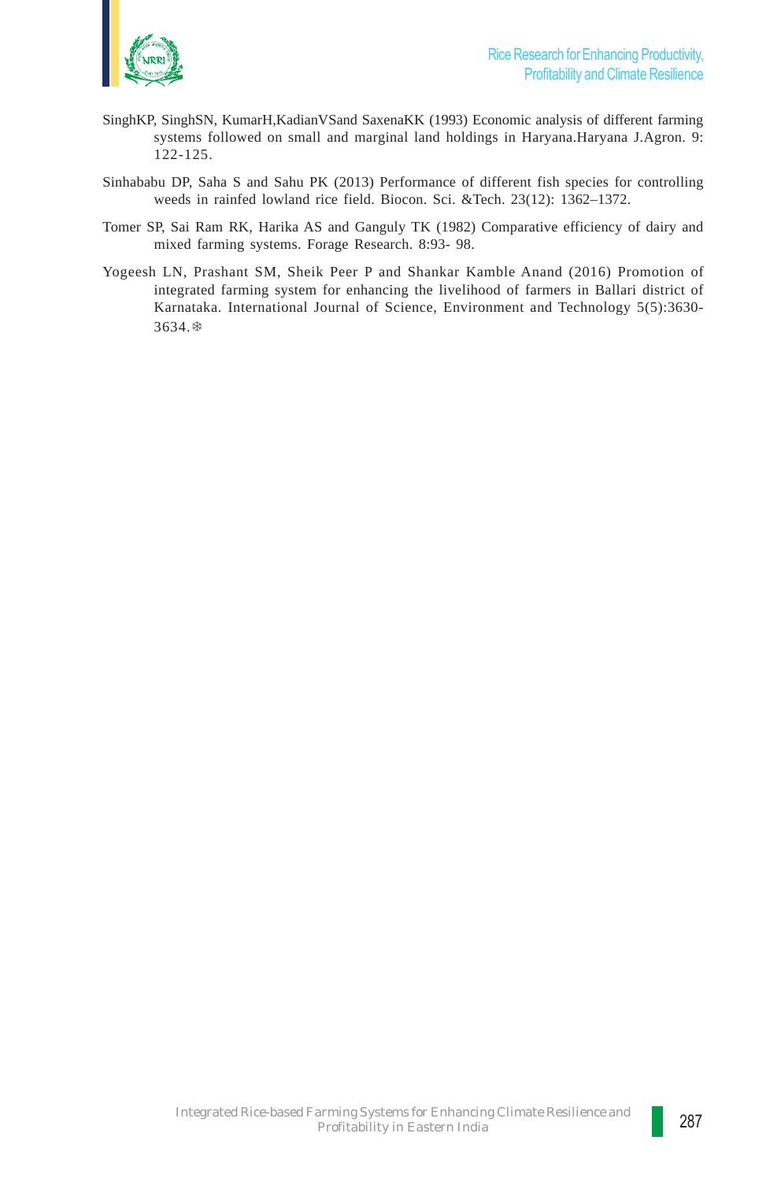SinghKP, SinghSN, KumarH,KadianVSand SaxenaKK (1993) Economic analysis of different farming systems followed on small and marginal land holdings in Haryana.Haryana J.Agron. 9: 122-125.

Sinhababu DP, Saha S and Sahu PK (2013) Performance of different fish species for controlling weeds in rainfed lowland rice field. Biocon. Sci. &Tech. 23(12): 1362–1372.

Tomer SP, Sai Ram RK, Harika AS and Ganguly TK (1982) Comparative efficiency of dairy and mixed farming systems. Forage Research. 8:93- 98.

Yogeesh LN, Prashant SM, Sheik Peer P and Shankar Kamble Anand (2016) Promotion of integrated farming system for enhancing the livelihood of farmers in Ballari district of Karnataka. International Journal of Science, Environment and Technology 5(5):3630-3634.❄